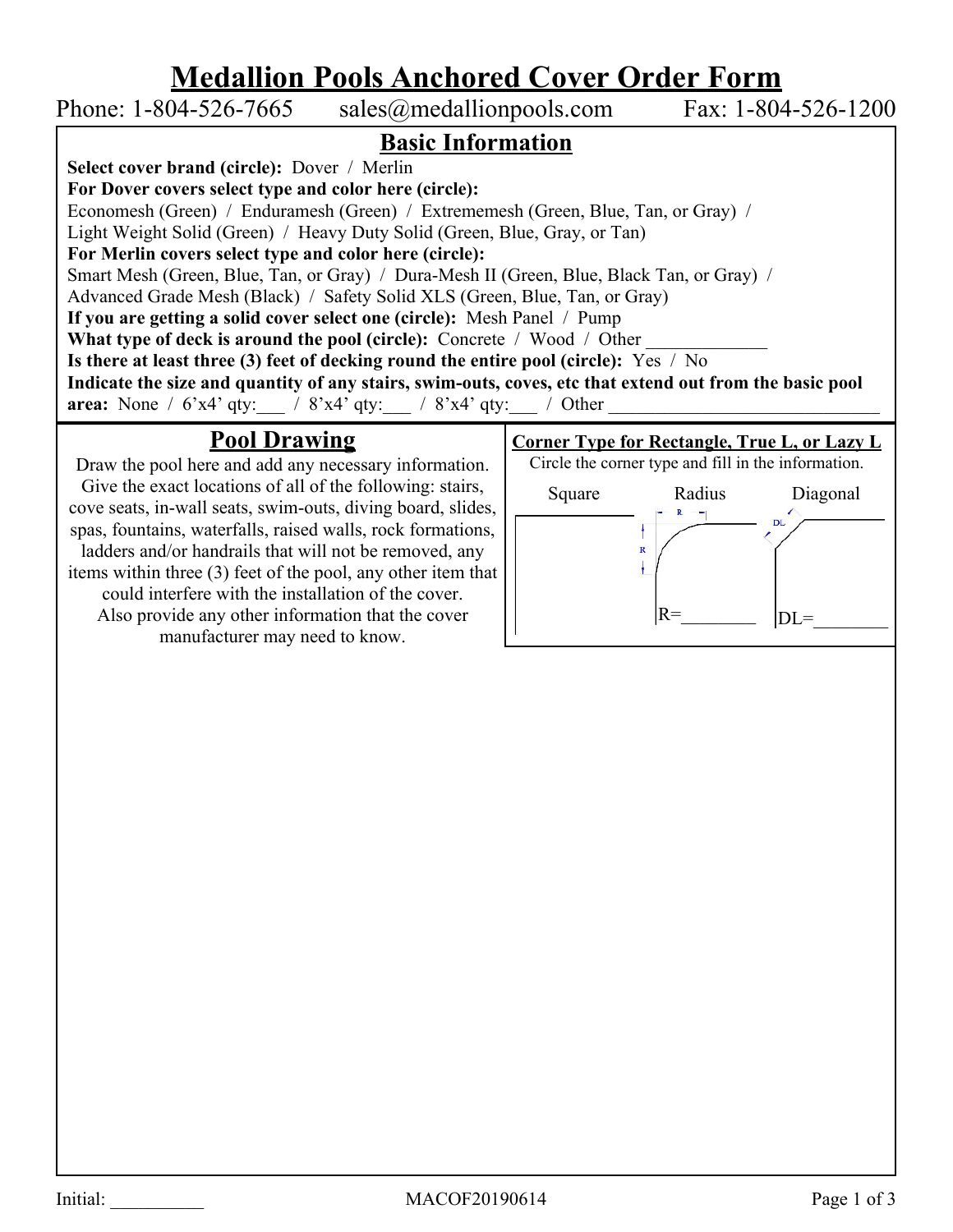# Medallion Pools Anchored Cover Order Form

Phone: 1-804-526-7665 sales@medallionpools.com Fax: 1-804-526-1200

## Basic Information

**Select cover brand (circle):** Dover / Merlin

**For Dover covers select type and color here (circle):**
Economesh (Green) / Enduramesh (Green) / Extrememesh (Green, Blue, Tan, or Gray) /
Light Weight Solid (Green) / Heavy Duty Solid (Green, Blue, Gray, or Tan)

**For Merlin covers select type and color here (circle):**
Smart Mesh (Green, Blue, Tan, or Gray) / Dura-Mesh II (Green, Blue, Black Tan, or Gray) /
Advanced Grade Mesh (Black) / Safety Solid XLS (Green, Blue, Tan, or Gray)

**If you are getting a solid cover select one (circle):** Mesh Panel / Pump

**What type of deck is around the pool (circle):** Concrete / Wood / Other _____________

**Is there at least three (3) feet of decking round the entire pool (circle):** Yes / No

**Indicate the size and quantity of any stairs, swim-outs, coves, etc that extend out from the basic pool area:** None / 6'x4' qty:___ / 8'x4' qty:___ / 8'x4' qty:___ / Other ______________________________

## Pool Drawing

Draw the pool here and add any necessary information. Give the exact locations of all of the following: stairs, cove seats, in-wall seats, swim-outs, diving board, slides, spas, fountains, waterfalls, raised walls, rock formations, ladders and/or handrails that will not be removed, any items within three (3) feet of the pool, any other item that could interfere with the installation of the cover. Also provide any other information that the cover manufacturer may need to know.

### Corner Type for Rectangle, True L, or Lazy L

Circle the corner type and fill in the information.

| Square | Radius | Diagonal |
|---|---|---|
| | R=________ | DL=________ |

Initial: __________

MACOF20190614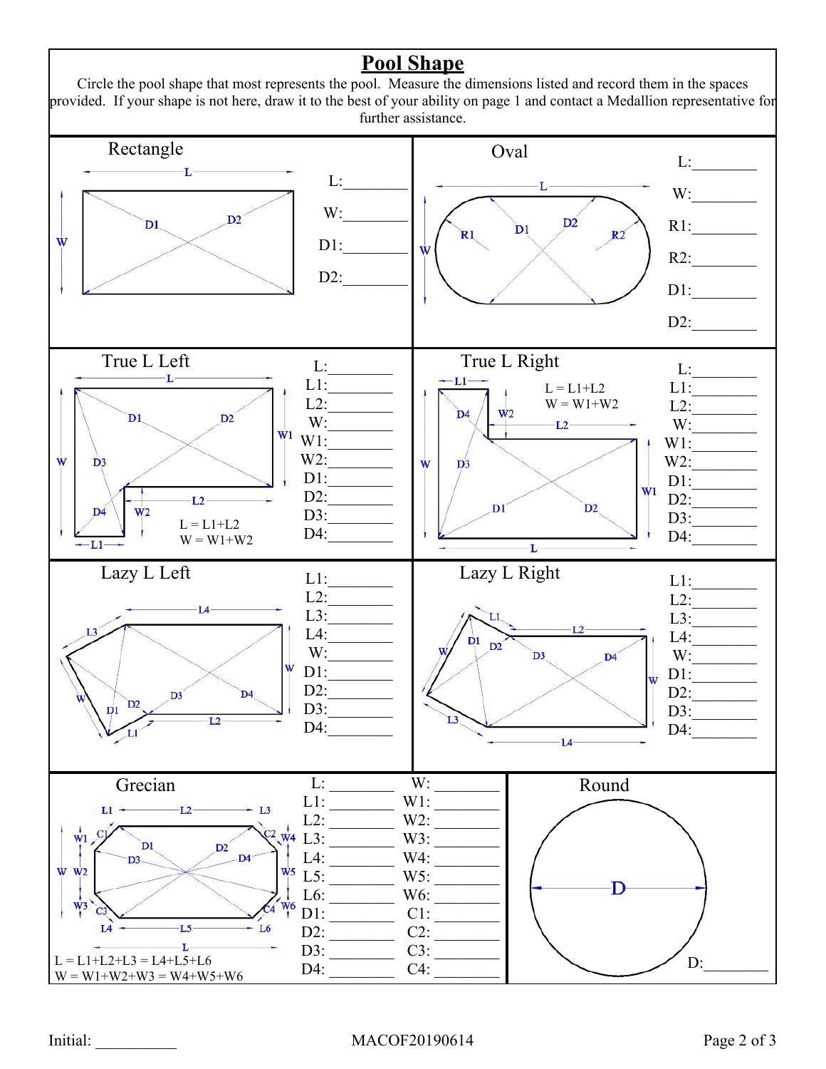# Pool Shape

Circle the pool shape that most represents the pool. Measure the dimensions listed and record them in the spaces provided. If your shape is not here, draw it to the best of your ability on page 1 and contact a Medallion representative for further assistance.

## Rectangle

L:________

W:________

D1:________

D2:________

## Oval

L:________

W:________

R1:________

R2:________

D1:________

D2:________

## True L Left

L = L1+L2

W = W1+W2

L:________

L1:________

L2:________

W:________

W1:________

W2:________

D1:________

D2:________

D3:________

D4:________

## True L Right

L = L1+L2

W = W1+W2

L:________

L1:________

L2:________

W:________

W1:________

W2:________

D1:________

D2:________

D3:________

D4:________

## Lazy L Left

L1:________

L2:________

L3:________

L4:________

W:________

D1:________

D2:________

D3:________

D4:________

## Lazy L Right

L1:________

L2:________

L3:________

L4:________

W:________

D1:________

D2:________

D3:________

D4:________

## Grecian

L = L1+L2+L3 = L4+L5+L6

W = W1+W2+W3 = W4+W5+W6

| | | | |
|---|---|---|---|
| L: | ________ | W: | ________ |
| L1: | ________ | W1: | ________ |
| L2: | ________ | W2: | ________ |
| L3: | ________ | W3: | ________ |
| L4: | ________ | W4: | ________ |
| L5: | ________ | W5: | ________ |
| L6: | ________ | W6: | ________ |
| D1: | ________ | C1: | ________ |
| D2: | ________ | C2: | ________ |
| D3: | ________ | C3: | ________ |
| D4: | ________ | C4: | ________ |

## Round

D:________

Initial: __________

MACOF20190614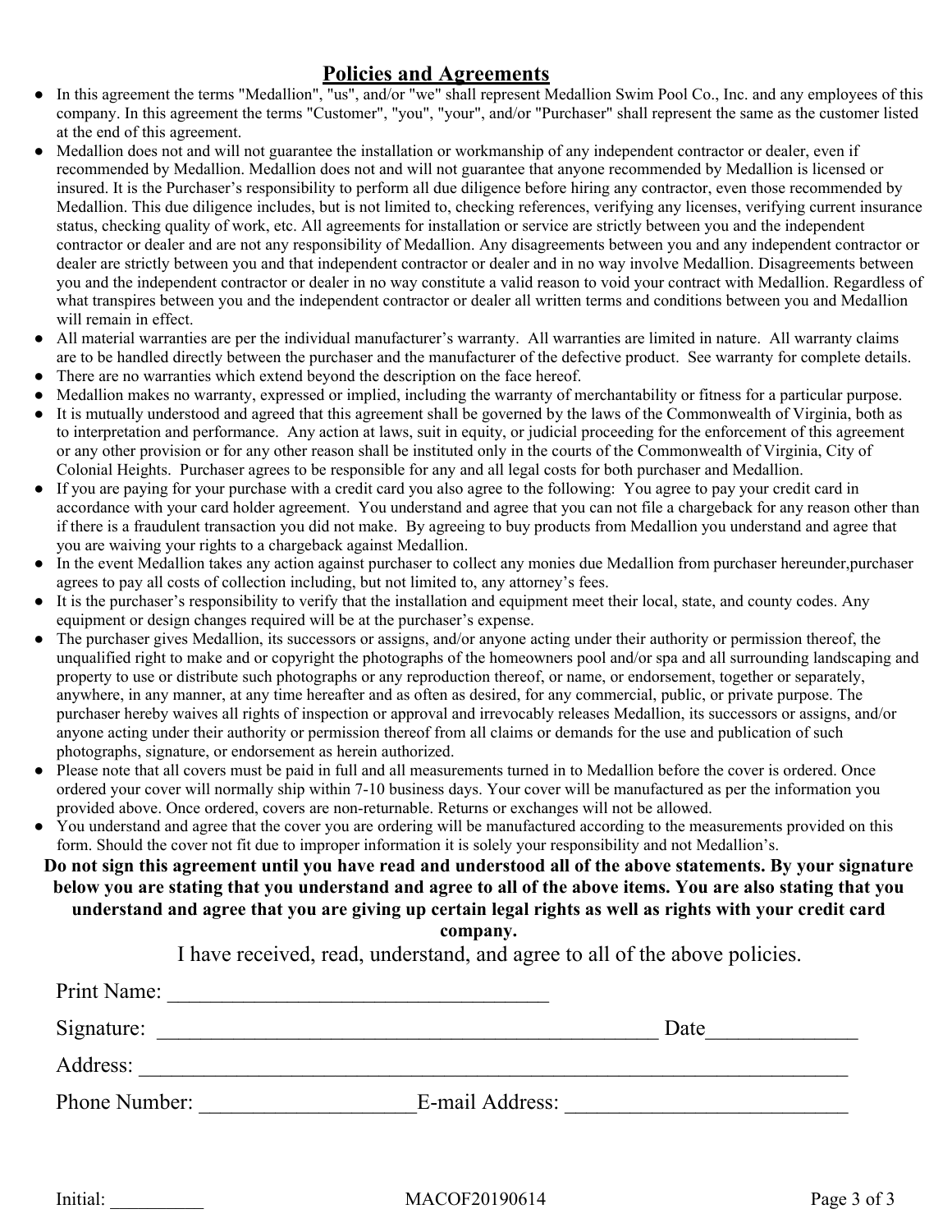## Policies and Agreements

- In this agreement the terms "Medallion", "us", and/or "we" shall represent Medallion Swim Pool Co., Inc. and any employees of this company. In this agreement the terms "Customer", "you", "your", and/or "Purchaser" shall represent the same as the customer listed at the end of this agreement.
- Medallion does not and will not guarantee the installation or workmanship of any independent contractor or dealer, even if recommended by Medallion. Medallion does not and will not guarantee that anyone recommended by Medallion is licensed or insured. It is the Purchaser's responsibility to perform all due diligence before hiring any contractor, even those recommended by Medallion. This due diligence includes, but is not limited to, checking references, verifying any licenses, verifying current insurance status, checking quality of work, etc. All agreements for installation or service are strictly between you and the independent contractor or dealer and are not any responsibility of Medallion. Any disagreements between you and any independent contractor or dealer are strictly between you and that independent contractor or dealer and in no way involve Medallion. Disagreements between you and the independent contractor or dealer in no way constitute a valid reason to void your contract with Medallion. Regardless of what transpires between you and the independent contractor or dealer all written terms and conditions between you and Medallion will remain in effect.
- All material warranties are per the individual manufacturer's warranty. All warranties are limited in nature. All warranty claims are to be handled directly between the purchaser and the manufacturer of the defective product. See warranty for complete details.
- There are no warranties which extend beyond the description on the face hereof.
- Medallion makes no warranty, expressed or implied, including the warranty of merchantability or fitness for a particular purpose.
- It is mutually understood and agreed that this agreement shall be governed by the laws of the Commonwealth of Virginia, both as to interpretation and performance. Any action at laws, suit in equity, or judicial proceeding for the enforcement of this agreement or any other provision or for any other reason shall be instituted only in the courts of the Commonwealth of Virginia, City of Colonial Heights. Purchaser agrees to be responsible for any and all legal costs for both purchaser and Medallion.
- If you are paying for your purchase with a credit card you also agree to the following: You agree to pay your credit card in accordance with your card holder agreement. You understand and agree that you can not file a chargeback for any reason other than if there is a fraudulent transaction you did not make. By agreeing to buy products from Medallion you understand and agree that you are waiving your rights to a chargeback against Medallion.
- In the event Medallion takes any action against purchaser to collect any monies due Medallion from purchaser hereunder,purchaser agrees to pay all costs of collection including, but not limited to, any attorney's fees.
- It is the purchaser's responsibility to verify that the installation and equipment meet their local, state, and county codes. Any equipment or design changes required will be at the purchaser's expense.
- The purchaser gives Medallion, its successors or assigns, and/or anyone acting under their authority or permission thereof, the unqualified right to make and or copyright the photographs of the homeowners pool and/or spa and all surrounding landscaping and property to use or distribute such photographs or any reproduction thereof, or name, or endorsement, together or separately, anywhere, in any manner, at any time hereafter and as often as desired, for any commercial, public, or private purpose. The purchaser hereby waives all rights of inspection or approval and irrevocably releases Medallion, its successors or assigns, and/or anyone acting under their authority or permission thereof from all claims or demands for the use and publication of such photographs, signature, or endorsement as herein authorized.
- Please note that all covers must be paid in full and all measurements turned in to Medallion before the cover is ordered. Once ordered your cover will normally ship within 7-10 business days. Your cover will be manufactured as per the information you provided above. Once ordered, covers are non-returnable. Returns or exchanges will not be allowed.
- You understand and agree that the cover you are ordering will be manufactured according to the measurements provided on this form. Should the cover not fit due to improper information it is solely your responsibility and not Medallion's.

**Do not sign this agreement until you have read and understood all of the above statements. By your signature below you are stating that you understand and agree to all of the above items. You are also stating that you understand and agree that you are giving up certain legal rights as well as rights with your credit card company.**

I have received, read, understand, and agree to all of the above policies.

Print Name: ___________________________________

Signature: _______________________________________________ Date______________

Address: ____________________________________________________________________

Phone Number: ___________________E-mail Address: _________________________

Initial: __________

MACOF20190614